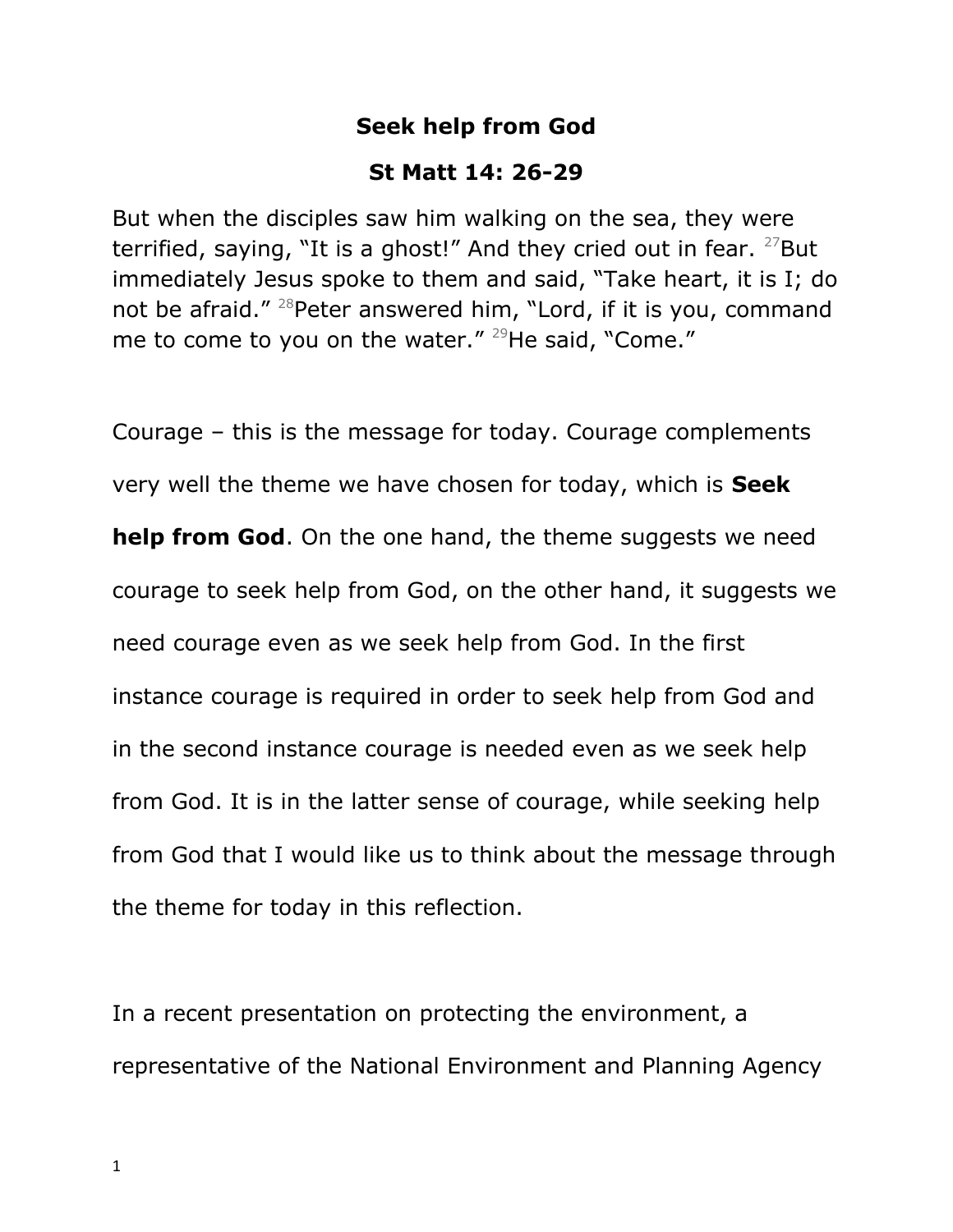# Seek help from God

## St Matt 14: 26-29

But when the disciples saw him walking on the sea, they were terrified, saying, "It is a ghost!" And they cried out in fear. [27]But immediately Jesus spoke to them and said, "Take heart, it is I; do not be afraid." [28]Peter answered him, "Lord, if it is you, command me to come to you on the water." [29]He said, "Come."

Courage – this is the message for today. Courage complements very well the theme we have chosen for today, which is **Seek help from God**. On the one hand, the theme suggests we need courage to seek help from God, on the other hand, it suggests we need courage even as we seek help from God. In the first instance courage is required in order to seek help from God and in the second instance courage is needed even as we seek help from God. It is in the latter sense of courage, while seeking help from God that I would like us to think about the message through the theme for today in this reflection.

In a recent presentation on protecting the environment, a representative of the National Environment and Planning Agency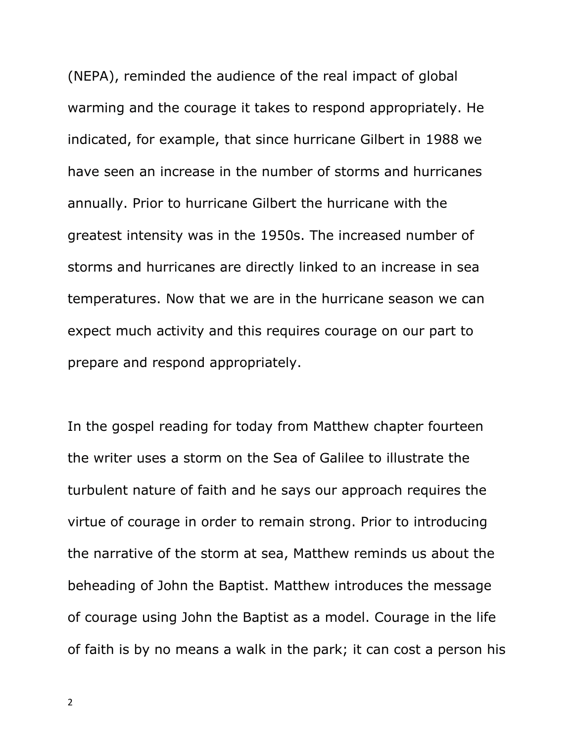(NEPA), reminded the audience of the real impact of global warming and the courage it takes to respond appropriately. He indicated, for example, that since hurricane Gilbert in 1988 we have seen an increase in the number of storms and hurricanes annually. Prior to hurricane Gilbert the hurricane with the greatest intensity was in the 1950s. The increased number of storms and hurricanes are directly linked to an increase in sea temperatures. Now that we are in the hurricane season we can expect much activity and this requires courage on our part to prepare and respond appropriately.

In the gospel reading for today from Matthew chapter fourteen the writer uses a storm on the Sea of Galilee to illustrate the turbulent nature of faith and he says our approach requires the virtue of courage in order to remain strong. Prior to introducing the narrative of the storm at sea, Matthew reminds us about the beheading of John the Baptist. Matthew introduces the message of courage using John the Baptist as a model. Courage in the life of faith is by no means a walk in the park; it can cost a person his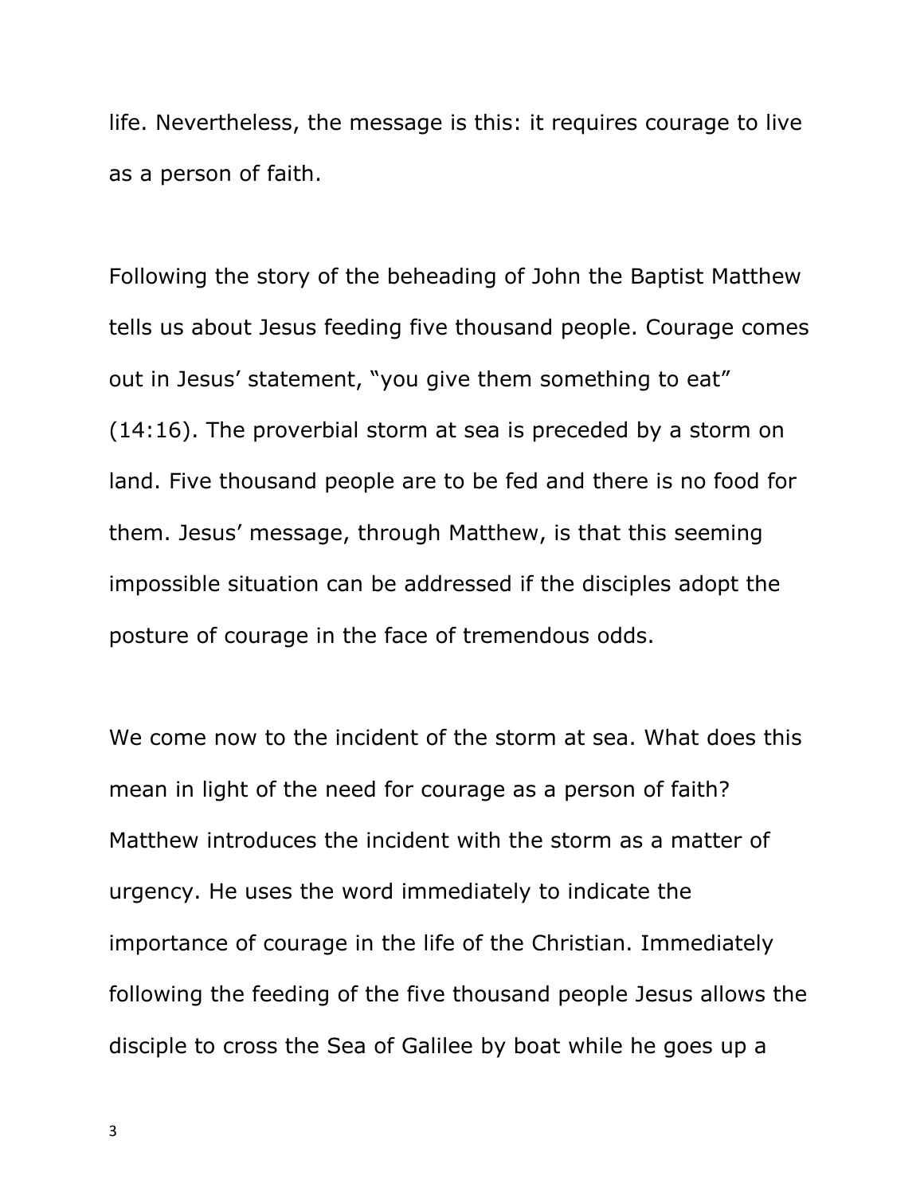life. Nevertheless, the message is this: it requires courage to live as a person of faith.

Following the story of the beheading of John the Baptist Matthew tells us about Jesus feeding five thousand people. Courage comes out in Jesus' statement, "you give them something to eat" (14:16). The proverbial storm at sea is preceded by a storm on land. Five thousand people are to be fed and there is no food for them. Jesus' message, through Matthew, is that this seeming impossible situation can be addressed if the disciples adopt the posture of courage in the face of tremendous odds.

We come now to the incident of the storm at sea. What does this mean in light of the need for courage as a person of faith? Matthew introduces the incident with the storm as a matter of urgency. He uses the word immediately to indicate the importance of courage in the life of the Christian. Immediately following the feeding of the five thousand people Jesus allows the disciple to cross the Sea of Galilee by boat while he goes up a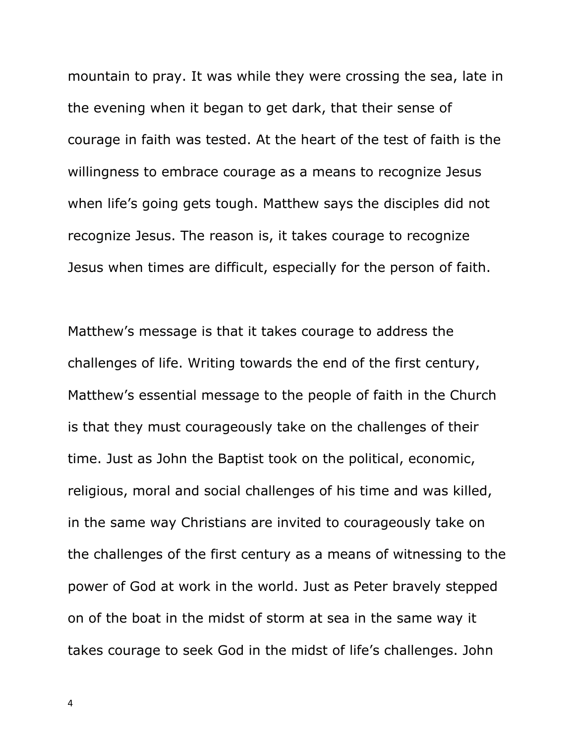mountain to pray. It was while they were crossing the sea, late in the evening when it began to get dark, that their sense of courage in faith was tested. At the heart of the test of faith is the willingness to embrace courage as a means to recognize Jesus when life's going gets tough. Matthew says the disciples did not recognize Jesus. The reason is, it takes courage to recognize Jesus when times are difficult, especially for the person of faith.

Matthew's message is that it takes courage to address the challenges of life. Writing towards the end of the first century, Matthew's essential message to the people of faith in the Church is that they must courageously take on the challenges of their time. Just as John the Baptist took on the political, economic, religious, moral and social challenges of his time and was killed, in the same way Christians are invited to courageously take on the challenges of the first century as a means of witnessing to the power of God at work in the world. Just as Peter bravely stepped on of the boat in the midst of storm at sea in the same way it takes courage to seek God in the midst of life's challenges. John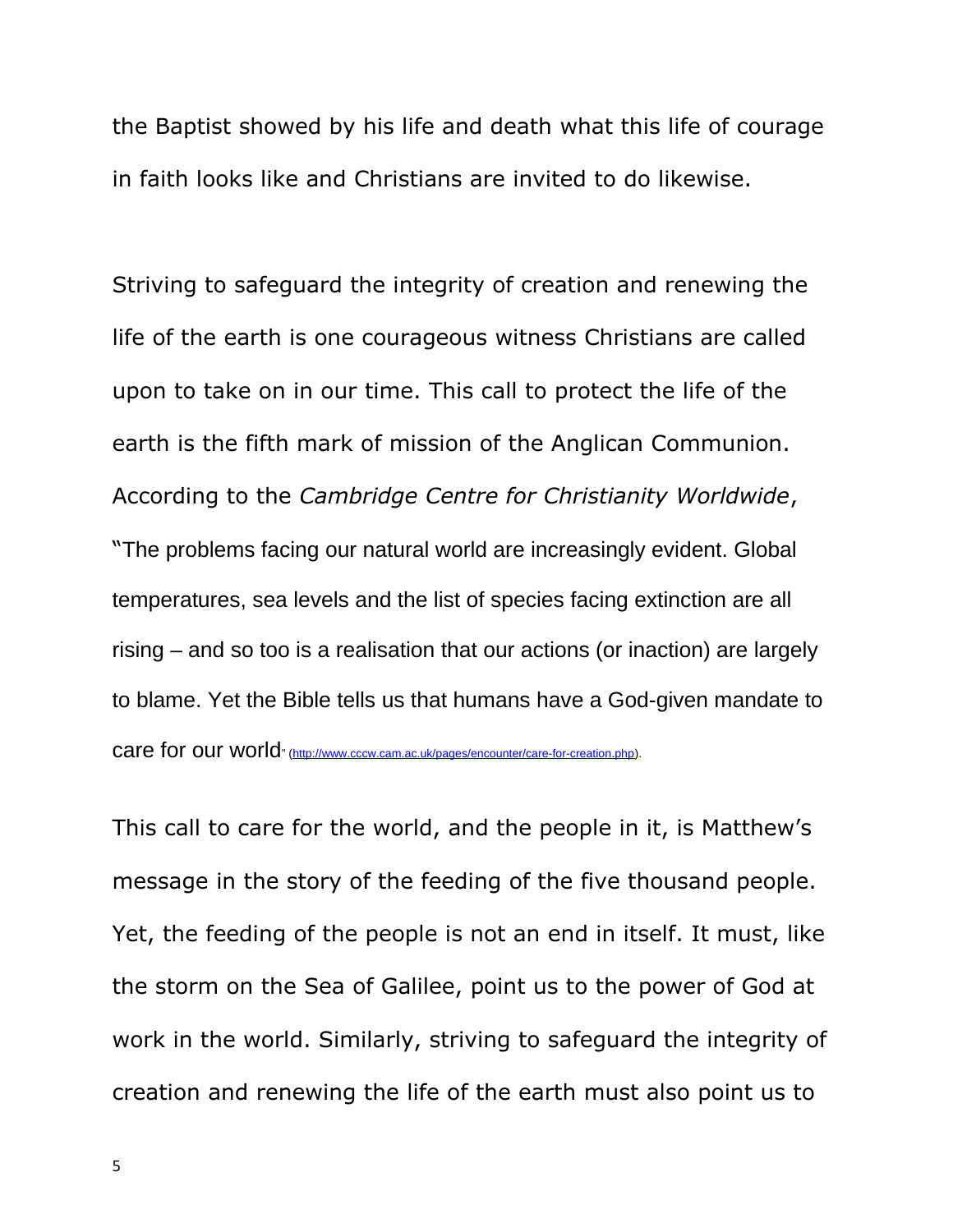the Baptist showed by his life and death what this life of courage in faith looks like and Christians are invited to do likewise.

Striving to safeguard the integrity of creation and renewing the life of the earth is one courageous witness Christians are called upon to take on in our time. This call to protect the life of the earth is the fifth mark of mission of the Anglican Communion. According to the *Cambridge Centre for Christianity Worldwide*, "The problems facing our natural world are increasingly evident. Global temperatures, sea levels and the list of species facing extinction are all rising – and so too is a realisation that our actions (or inaction) are largely to blame. Yet the Bible tells us that humans have a God-given mandate to care for our world" (http://www.cccw.cam.ac.uk/pages/encounter/care-for-creation.php).

This call to care for the world, and the people in it, is Matthew's message in the story of the feeding of the five thousand people. Yet, the feeding of the people is not an end in itself. It must, like the storm on the Sea of Galilee, point us to the power of God at work in the world. Similarly, striving to safeguard the integrity of creation and renewing the life of the earth must also point us to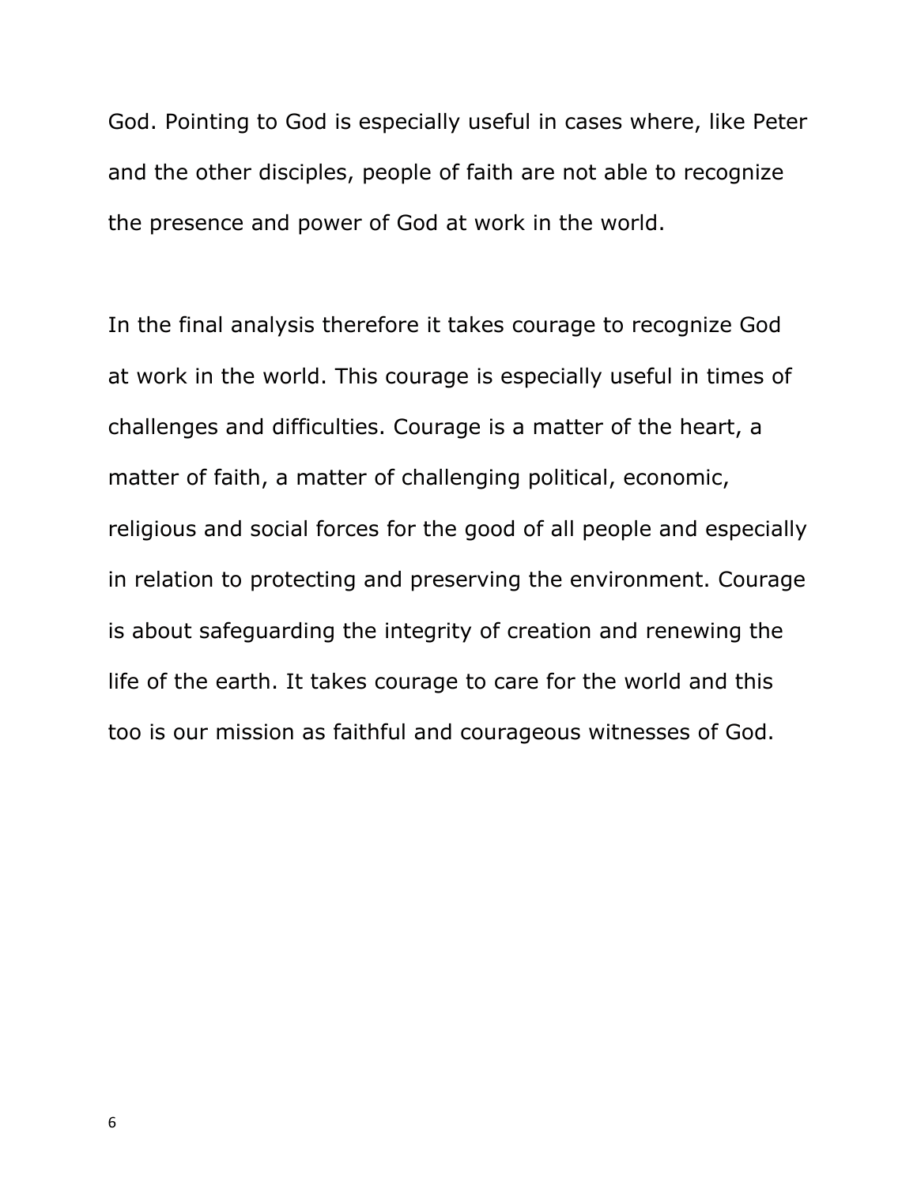God. Pointing to God is especially useful in cases where, like Peter and the other disciples, people of faith are not able to recognize the presence and power of God at work in the world.

In the final analysis therefore it takes courage to recognize God at work in the world. This courage is especially useful in times of challenges and difficulties. Courage is a matter of the heart, a matter of faith, a matter of challenging political, economic, religious and social forces for the good of all people and especially in relation to protecting and preserving the environment. Courage is about safeguarding the integrity of creation and renewing the life of the earth. It takes courage to care for the world and this too is our mission as faithful and courageous witnesses of God.